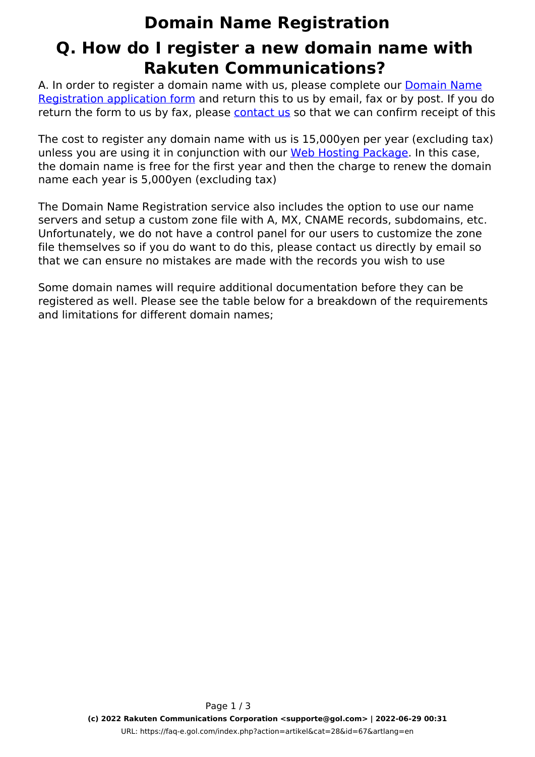# Domain Name Registration

## Q. How do I register a new domain name with Rakuten Communications?

A. In order to register a domain name with us, please complete our [Domain Name Registration application form] and return this to us by email, fax or by post. If you do return the form to us by fax, please [contact us] so that we can confirm receipt of this

The cost to register any domain name with us is 15,000yen per year (excluding tax) unless you are using it in conjunction with our [Web Hosting Package]. In this case, the domain name is free for the first year and then the charge to renew the domain name each year is 5,000yen (excluding tax)

The Domain Name Registration service also includes the option to use our name servers and setup a custom zone file with A, MX, CNAME records, subdomains, etc. Unfortunately, we do not have a control panel for our users to customize the zone file themselves so if you do want to do this, please contact us directly by email so that we can ensure no mistakes are made with the records you wish to use

Some domain names will require additional documentation before they can be registered as well. Please see the table below for a breakdown of the requirements and limitations for different domain names;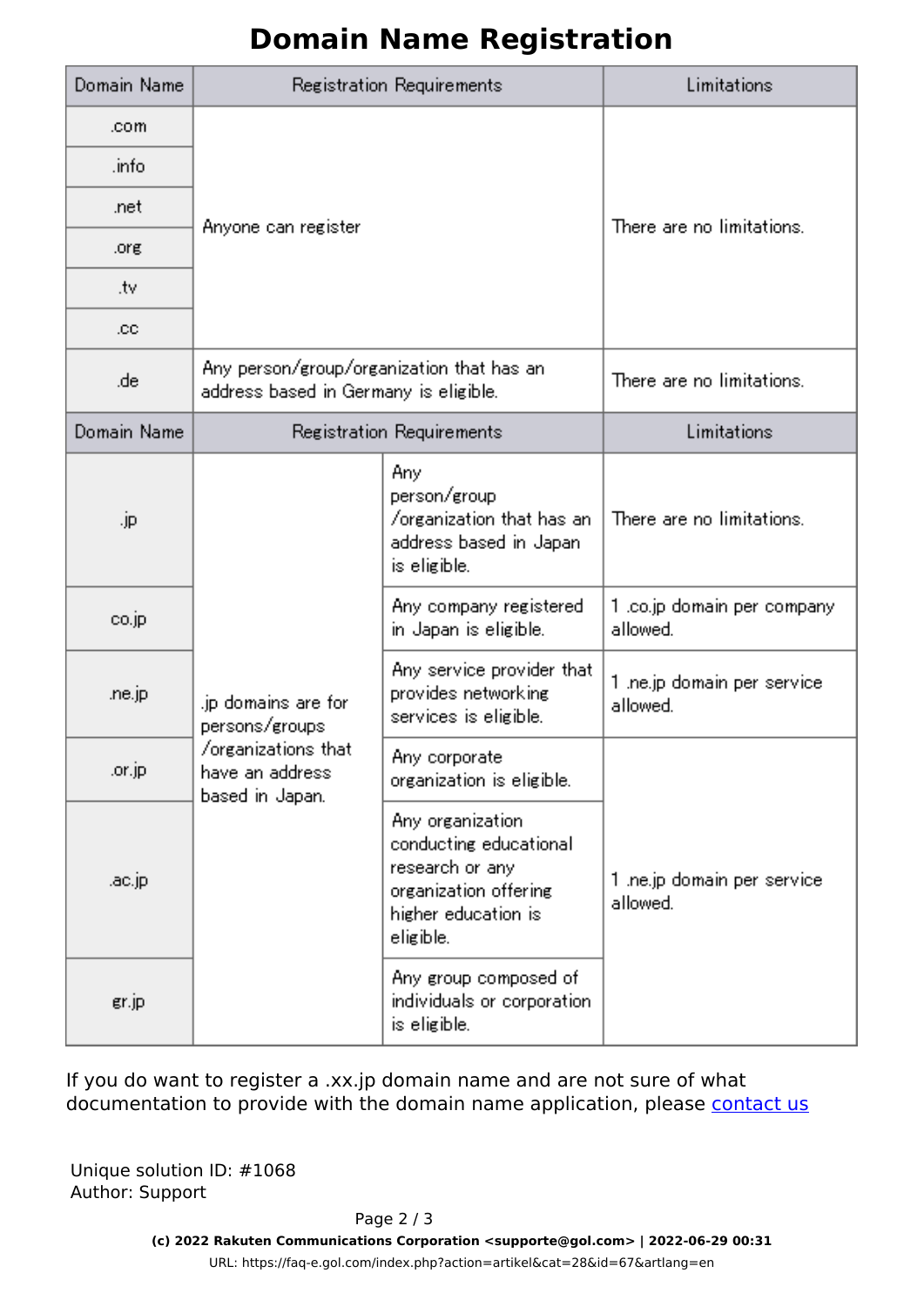# Domain Name Registration

| Domain Name | Registration Requirements | | Limitations |
|---|---|---|---|
| .com | Anyone can register | | There are no limitations. |
| .info | | | |
| .net | | | |
| .org | | | |
| .tv | | | |
| .cc | | | |
| .de | Any person/group/organization that has an address based in Germany is eligible. | | There are no limitations. |
| **Domain Name** | **Registration Requirements** | | **Limitations** |
| .jp | .jp domains are for persons/groups /organizations that have an address based in Japan. | Any person/group /organization that has an address based in Japan is eligible. | There are no limitations. |
| co.jp | | Any company registered in Japan is eligible. | 1 .co.jp domain per company allowed. |
| .ne.jp | | Any service provider that provides networking services is eligible. | 1 .ne.jp domain per service allowed. |
| .or.jp | | Any corporate organization is eligible. | 1 .ne.jp domain per service allowed. |
| .ac.jp | | Any organization conducting educational research or any organization offering higher education is eligible. | |
| gr.jp | | Any group composed of individuals or corporation is eligible. | |

If you do want to register a .xx.jp domain name and are not sure of what documentation to provide with the domain name application, please contact us

Unique solution ID: #1068
Author: Support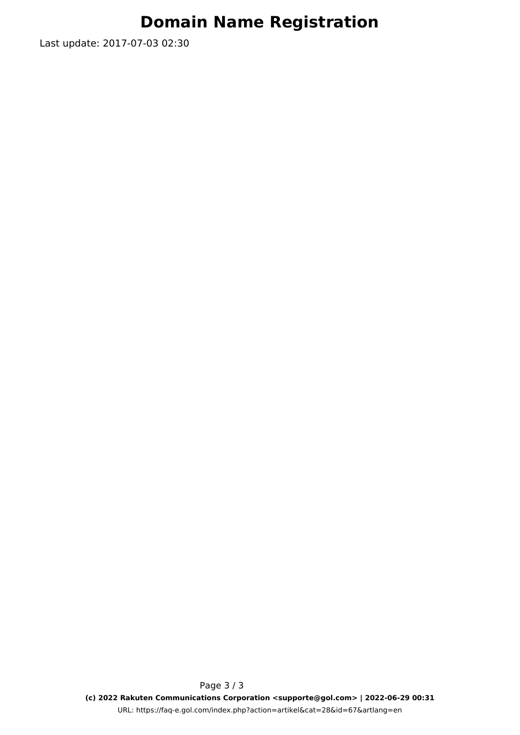Last update: 2017-07-03 02:30